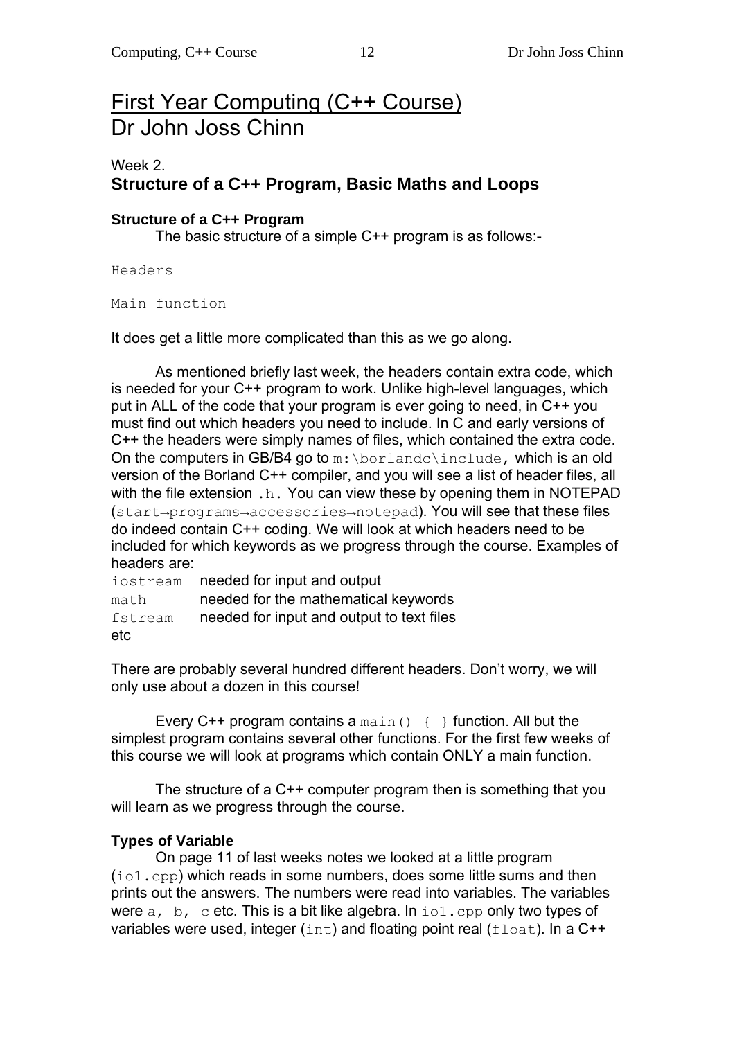# First Year Computing (C++ Course)
# Dr John Joss Chinn

## Week 2.
## Structure of a C++ Program, Basic Maths and Loops

### Structure of a C++ Program

The basic structure of a simple C++ program is as follows:-

```
Headers

Main function
```

It does get a little more complicated than this as we go along.

As mentioned briefly last week, the headers contain extra code, which is needed for your C++ program to work. Unlike high-level languages, which put in ALL of the code that your program is ever going to need, in C++ you must find out which headers you need to include. In C and early versions of C++ the headers were simply names of files, which contained the extra code. On the computers in GB/B4 go to `m:\borlandc\include`, which is an old version of the Borland C++ compiler, and you will see a list of header files, all with the file extension `.h`. You can view these by opening them in NOTEPAD (`start→programs→accessories→notepad`). You will see that these files do indeed contain C++ coding. We will look at which headers need to be included for which keywords as we progress through the course. Examples of headers are:

`iostream` needed for input and output
`math` needed for the mathematical keywords
`fstream` needed for input and output to text files
etc

There are probably several hundred different headers. Don't worry, we will only use about a dozen in this course!

Every C++ program contains a `main() { }` function. All but the simplest program contains several other functions. For the first few weeks of this course we will look at programs which contain ONLY a main function.

The structure of a C++ computer program then is something that you will learn as we progress through the course.

### Types of Variable

On page 11 of last weeks notes we looked at a little program (`io1.cpp`) which reads in some numbers, does some little sums and then prints out the answers. The numbers were read into variables. The variables were `a, b, c` etc. This is a bit like algebra. In `io1.cpp` only two types of variables were used, integer (`int`) and floating point real (`float`). In a C++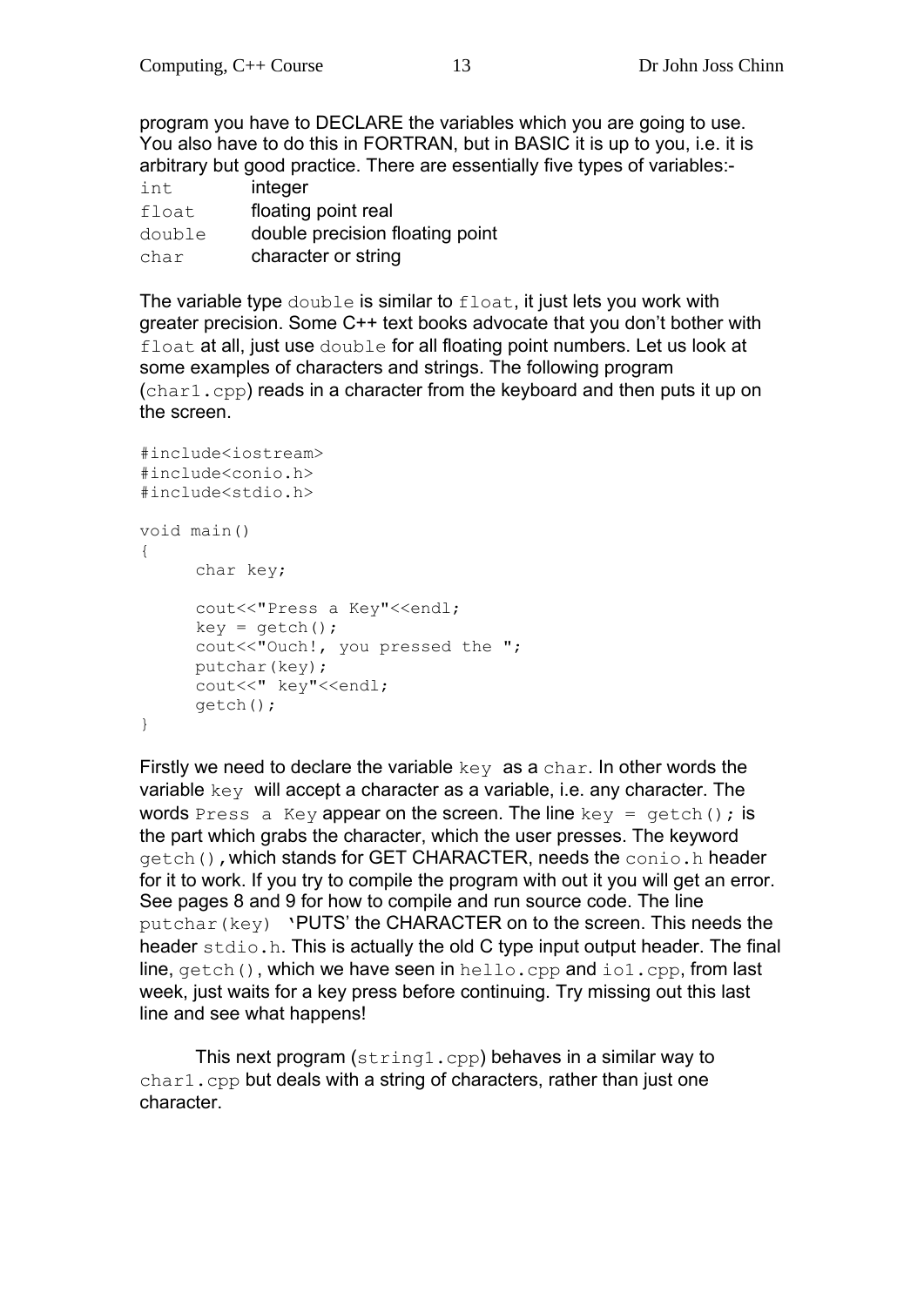program you have to DECLARE the variables which you are going to use. You also have to do this in FORTRAN, but in BASIC it is up to you, i.e. it is arbitrary but good practice. There are essentially five types of variables:-

| | |
|---|---|
| `int` | integer |
| `float` | floating point real |
| `double` | double precision floating point |
| `char` | character or string |

The variable type `double` is similar to `float`, it just lets you work with greater precision. Some C++ text books advocate that you don't bother with `float` at all, just use `double` for all floating point numbers. Let us look at some examples of characters and strings. The following program (`char1.cpp`) reads in a character from the keyboard and then puts it up on the screen.

```
#include<iostream>
#include<conio.h>
#include<stdio.h>

void main()
{
      char key;

      cout<<"Press a Key"<<endl;
      key = getch();
      cout<<"Ouch!, you pressed the ";
      putchar(key);
      cout<<" key"<<endl;
      getch();
}
```

Firstly we need to declare the variable `key` as a `char`. In other words the variable `key` will accept a character as a variable, i.e. any character. The words `Press a Key` appear on the screen. The line `key = getch();` is the part which grabs the character, which the user presses. The keyword `getch()`, which stands for GET CHARACTER, needs the `conio.h` header for it to work. If you try to compile the program with out it you will get an error. See pages 8 and 9 for how to compile and run source code. The line `putchar(key)` 'PUTS' the CHARACTER on to the screen. This needs the header `stdio.h`. This is actually the old C type input output header. The final line, `getch()`, which we have seen in `hello.cpp` and `io1.cpp`, from last week, just waits for a key press before continuing. Try missing out this last line and see what happens!

This next program (`string1.cpp`) behaves in a similar way to `char1.cpp` but deals with a string of characters, rather than just one character.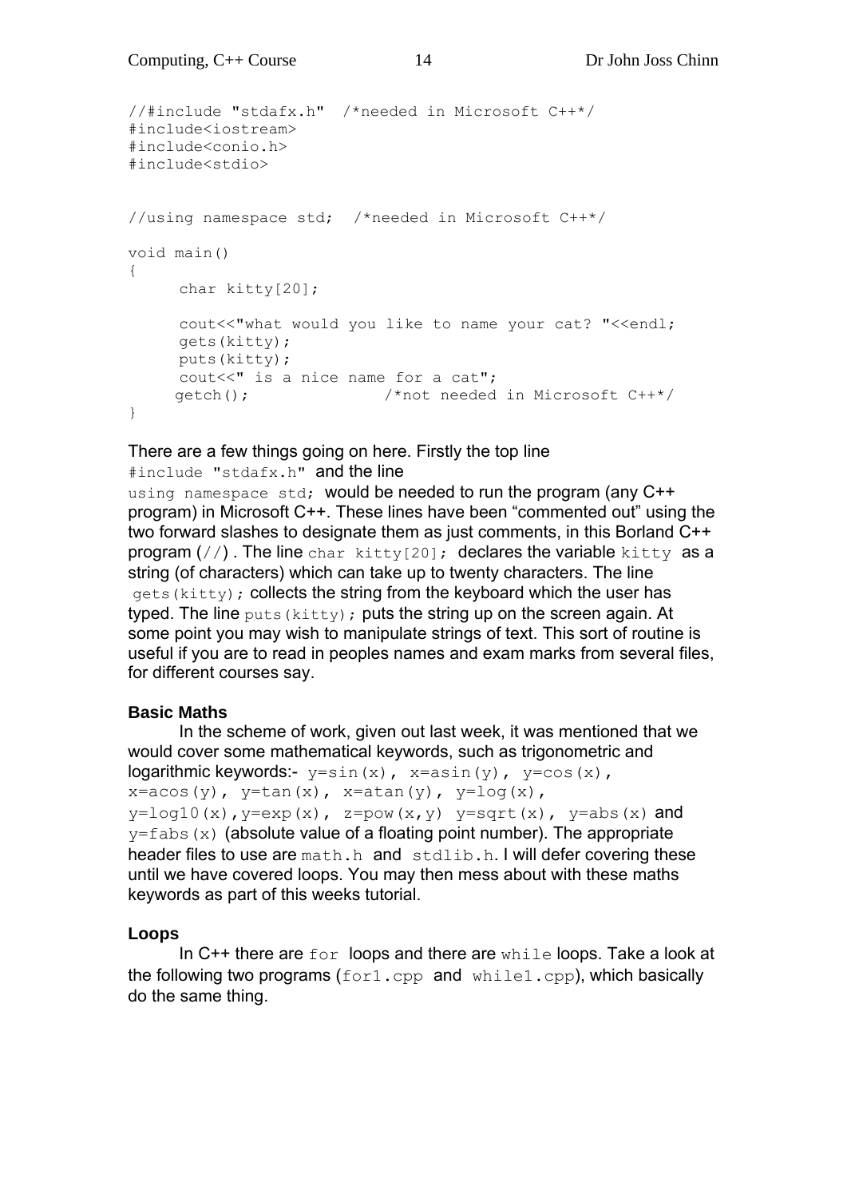```
//#include "stdafx.h"  /*needed in Microsoft C++*/
#include<iostream>
#include<conio.h>
#include<stdio>


//using namespace std;  /*needed in Microsoft C++*/

void main()
{
      char kitty[20];

      cout<<"what would you like to name your cat? "<<endl;
      gets(kitty);
      puts(kitty);
      cout<<" is a nice name for a cat";
     getch();              /*not needed in Microsoft C++*/
}
```

There are a few things going on here. Firstly the top line `#include "stdafx.h"` and the line `using namespace std;` would be needed to run the program (any C++ program) in Microsoft C++. These lines have been "commented out" using the two forward slashes to designate them as just comments, in this Borland C++ program (`//`) . The line `char kitty[20];` declares the variable `kitty` as a string (of characters) which can take up to twenty characters. The line `gets(kitty);` collects the string from the keyboard which the user has typed. The line `puts(kitty);` puts the string up on the screen again. At some point you may wish to manipulate strings of text. This sort of routine is useful if you are to read in peoples names and exam marks from several files, for different courses say.

**Basic Maths**

In the scheme of work, given out last week, it was mentioned that we would cover some mathematical keywords, such as trigonometric and logarithmic keywords:- `y=sin(x), x=asin(y), y=cos(x), x=acos(y), y=tan(x), x=atan(y), y=log(x), y=log10(x),y=exp(x), z=pow(x,y) y=sqrt(x), y=abs(x)` and `y=fabs(x)` (absolute value of a floating point number). The appropriate header files to use are `math.h` and `stdlib.h`. I will defer covering these until we have covered loops. You may then mess about with these maths keywords as part of this weeks tutorial.

**Loops**

In C++ there are `for` loops and there are `while` loops. Take a look at the following two programs (`for1.cpp` and `while1.cpp`), which basically do the same thing.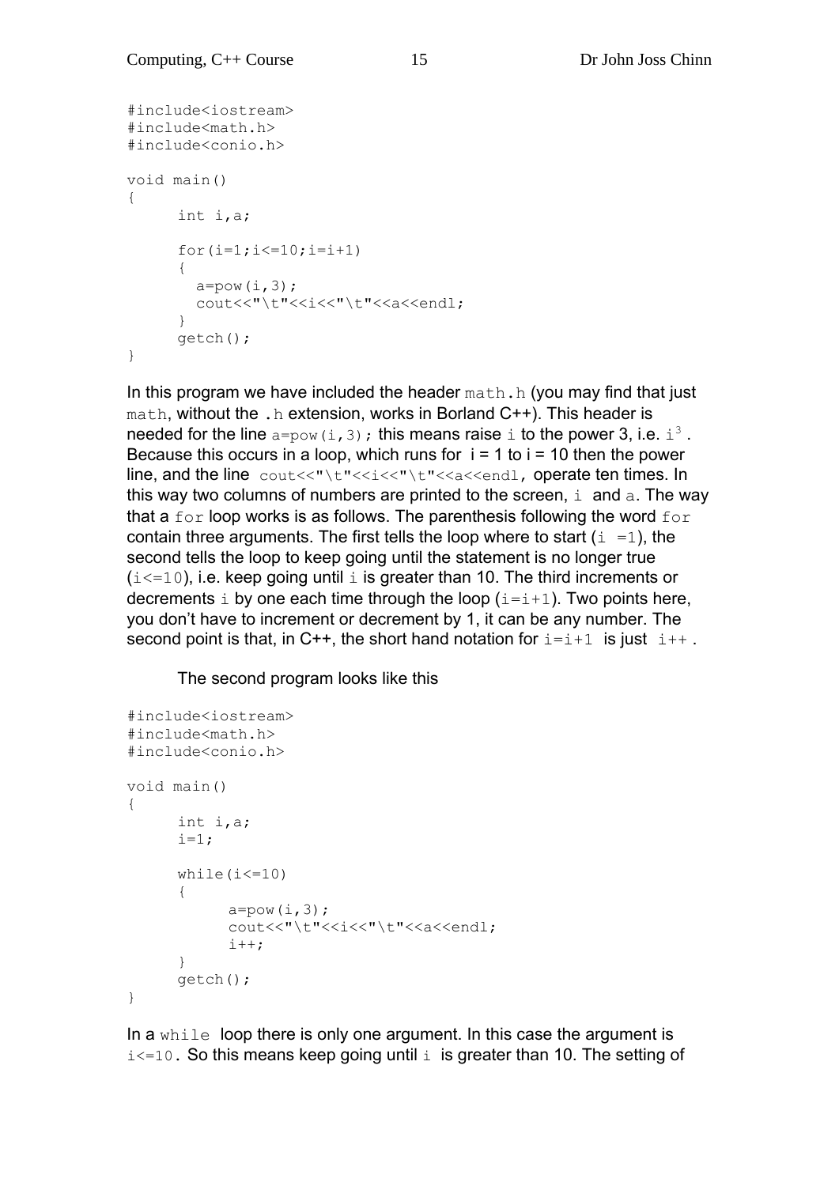```
#include<iostream>
#include<math.h>
#include<conio.h>

void main()
{
      int i,a;

      for(i=1;i<=10;i=i+1)
      {
        a=pow(i,3);
        cout<<"\t"<<i<<"\t"<<a<<endl;
      }
      getch();
}
```

In this program we have included the header `math.h` (you may find that just `math`, without the `.h` extension, works in Borland C++). This header is needed for the line `a=pow(i,3);` this means raise `i` to the power 3, i.e. $i^3$. Because this occurs in a loop, which runs for i = 1 to i = 10 then the power line, and the line `cout<<"\t"<<i<<"\t"<<a<<endl`, operate ten times. In this way two columns of numbers are printed to the screen, `i` and `a`. The way that a `for` loop works is as follows. The parenthesis following the word `for` contain three arguments. The first tells the loop where to start (`i =1`), the second tells the loop to keep going until the statement is no longer true (`i<=10`), i.e. keep going until `i` is greater than 10. The third increments or decrements `i` by one each time through the loop (`i=i+1`). Two points here, you don't have to increment or decrement by 1, it can be any number. The second point is that, in C++, the short hand notation for `i=i+1` is just `i++`.

The second program looks like this

```
#include<iostream>
#include<math.h>
#include<conio.h>

void main()
{
      int i,a;
      i=1;

      while(i<=10)
      {
            a=pow(i,3);
            cout<<"\t"<<i<<"\t"<<a<<endl;
            i++;
      }
      getch();
}
```

In a `while` loop there is only one argument. In this case the argument is `i<=10`. So this means keep going until `i` is greater than 10. The setting of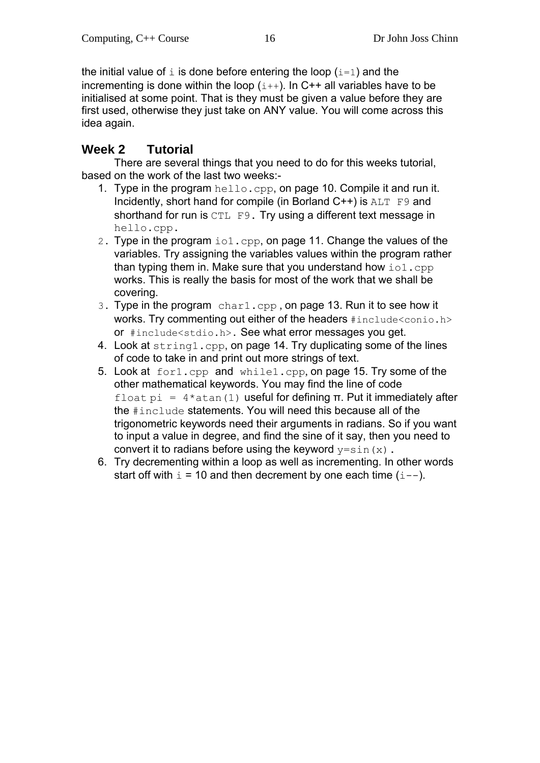the initial value of `i` is done before entering the loop (`i=1`) and the incrementing is done within the loop (`i++`). In C++ all variables have to be initialised at some point. That is they must be given a value before they are first used, otherwise they just take on ANY value. You will come across this idea again.

## Week 2 Tutorial

There are several things that you need to do for this weeks tutorial, based on the work of the last two weeks:-

1. Type in the program `hello.cpp`, on page 10. Compile it and run it. Incidently, short hand for compile (in Borland C++) is `ALT F9` and shorthand for run is `CTL F9`. Try using a different text message in `hello.cpp`.
2. Type in the program `io1.cpp`, on page 11. Change the values of the variables. Try assigning the variables values within the program rather than typing them in. Make sure that you understand how `io1.cpp` works. This is really the basis for most of the work that we shall be covering.
3. Type in the program `char1.cpp`, on page 13. Run it to see how it works. Try commenting out either of the headers `#include<conio.h>` or `#include<stdio.h>`. See what error messages you get.
4. Look at `string1.cpp`, on page 14. Try duplicating some of the lines of code to take in and print out more strings of text.
5. Look at `for1.cpp` and `while1.cpp`, on page 15. Try some of the other mathematical keywords. You may find the line of code `float pi = 4*atan(1)` useful for defining π. Put it immediately after the `#include` statements. You will need this because all of the trigonometric keywords need their arguments in radians. So if you want to input a value in degree, and find the sine of it say, then you need to convert it to radians before using the keyword `y=sin(x)`.
6. Try decrementing within a loop as well as incrementing. In other words start off with `i` = 10 and then decrement by one each time (`i--`).